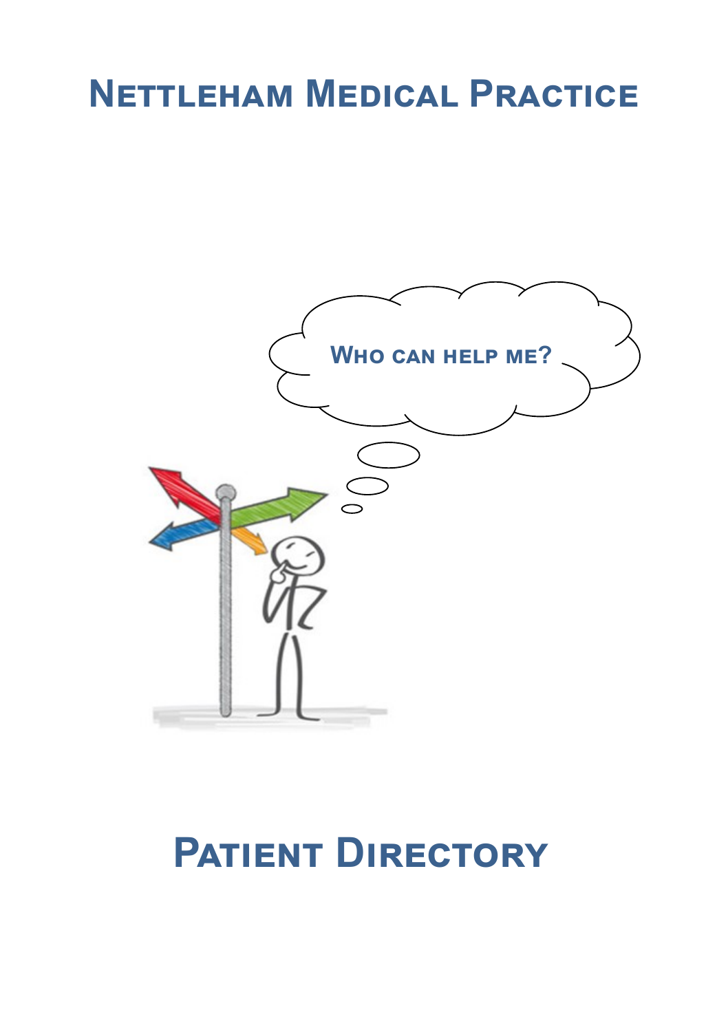# Nettleham Medical Practice

Who can help me?

# Patient Directory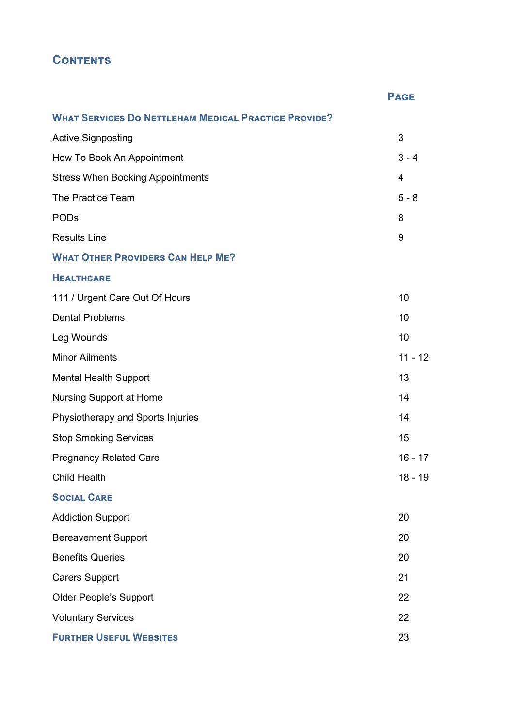# Contents

| | Page |
|---|---|
| **What Services Do Nettleham Medical Practice Provide?** | |
| Active Signposting | 3 |
| How To Book An Appointment | 3 - 4 |
| Stress When Booking Appointments | 4 |
| The Practice Team | 5 - 8 |
| PODs | 8 |
| Results Line | 9 |
| **What Other Providers Can Help Me?** | |
| **Healthcare** | |
| 111 / Urgent Care Out Of Hours | 10 |
| Dental Problems | 10 |
| Leg Wounds | 10 |
| Minor Ailments | 11 - 12 |
| Mental Health Support | 13 |
| Nursing Support at Home | 14 |
| Physiotherapy and Sports Injuries | 14 |
| Stop Smoking Services | 15 |
| Pregnancy Related Care | 16 - 17 |
| Child Health | 18 - 19 |
| **Social Care** | |
| Addiction Support | 20 |
| Bereavement Support | 20 |
| Benefits Queries | 20 |
| Carers Support | 21 |
| Older People's Support | 22 |
| Voluntary Services | 22 |
| **Further Useful Websites** | 23 |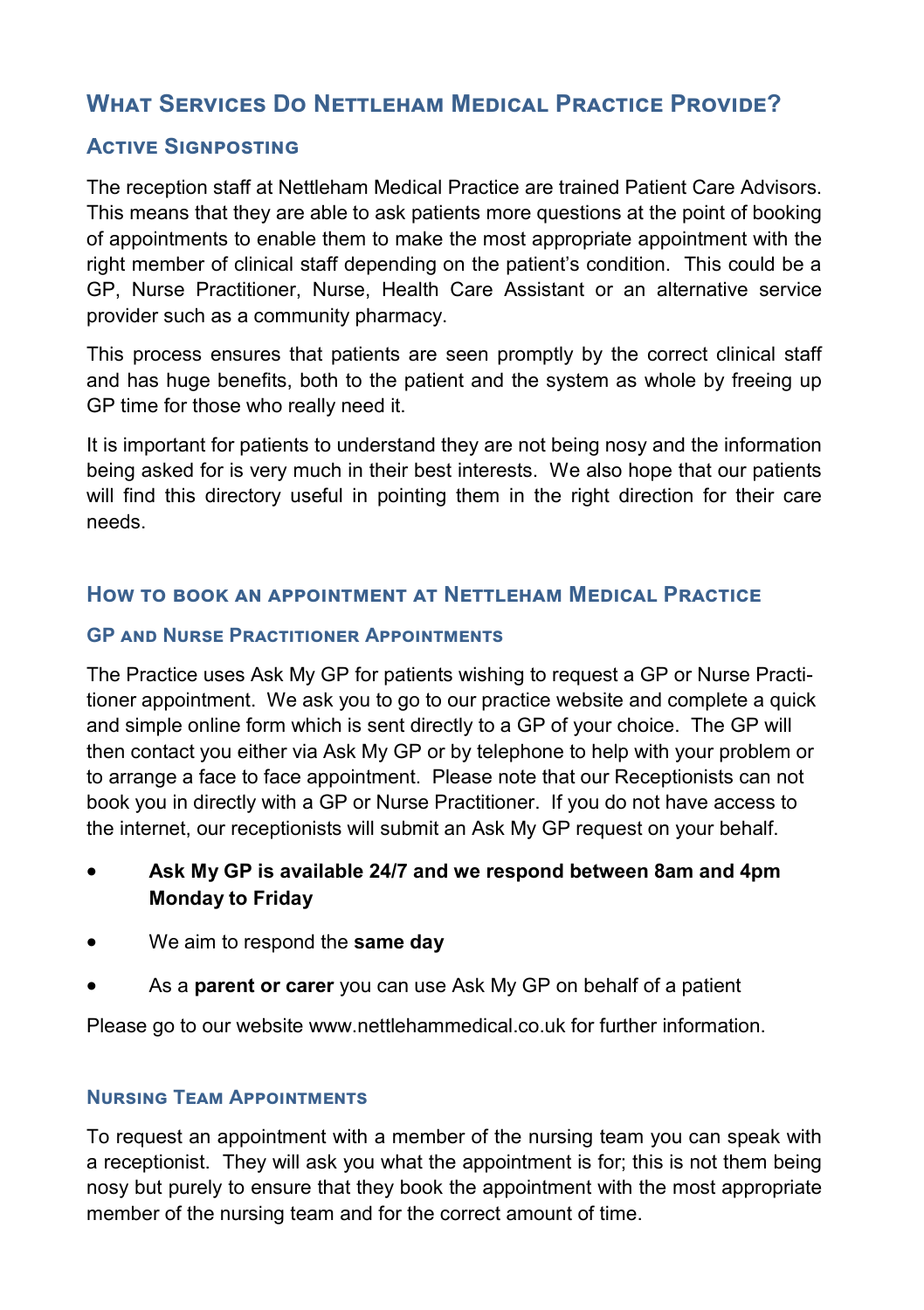## What Services Do Nettleham Medical Practice Provide?

### Active Signposting

The reception staff at Nettleham Medical Practice are trained Patient Care Advisors. This means that they are able to ask patients more questions at the point of booking of appointments to enable them to make the most appropriate appointment with the right member of clinical staff depending on the patient's condition. This could be a GP, Nurse Practitioner, Nurse, Health Care Assistant or an alternative service provider such as a community pharmacy.

This process ensures that patients are seen promptly by the correct clinical staff and has huge benefits, both to the patient and the system as whole by freeing up GP time for those who really need it.

It is important for patients to understand they are not being nosy and the information being asked for is very much in their best interests. We also hope that our patients will find this directory useful in pointing them in the right direction for their care needs.

### How to book an appointment at Nettleham Medical Practice

#### GP and Nurse Practitioner Appointments

The Practice uses Ask My GP for patients wishing to request a GP or Nurse Practitioner appointment. We ask you to go to our practice website and complete a quick and simple online form which is sent directly to a GP of your choice. The GP will then contact you either via Ask My GP or by telephone to help with your problem or to arrange a face to face appointment. Please note that our Receptionists can not book you in directly with a GP or Nurse Practitioner. If you do not have access to the internet, our receptionists will submit an Ask My GP request on your behalf.

- **Ask My GP is available 24/7 and we respond between 8am and 4pm Monday to Friday**
- We aim to respond the **same day**
- As a **parent or carer** you can use Ask My GP on behalf of a patient

Please go to our website www.nettlehammedical.co.uk for further information.

#### Nursing Team Appointments

To request an appointment with a member of the nursing team you can speak with a receptionist. They will ask you what the appointment is for; this is not them being nosy but purely to ensure that they book the appointment with the most appropriate member of the nursing team and for the correct amount of time.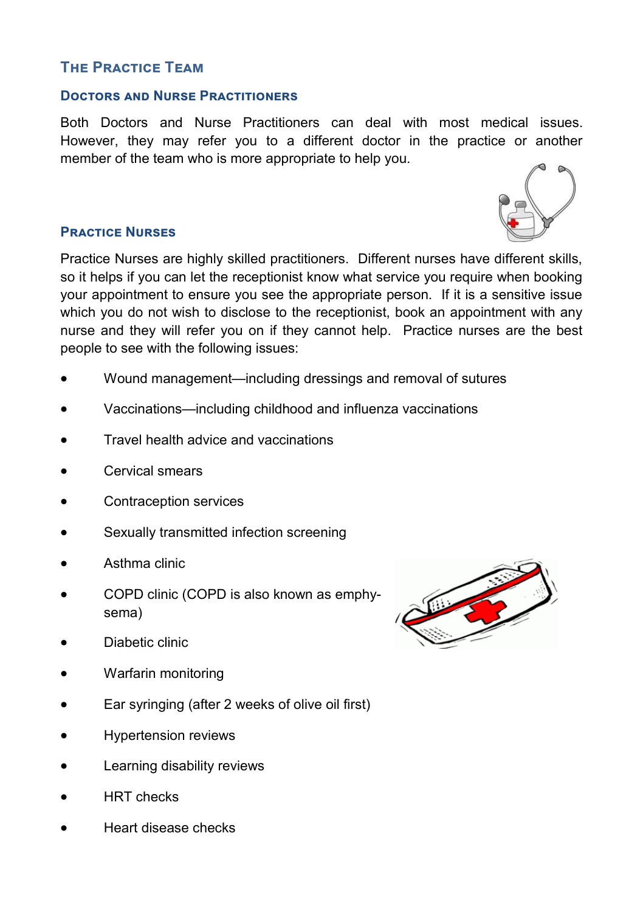## The Practice Team

### Doctors and Nurse Practitioners

Both Doctors and Nurse Practitioners can deal with most medical issues. However, they may refer you to a different doctor in the practice or another member of the team who is more appropriate to help you.

### Practice Nurses

Practice Nurses are highly skilled practitioners. Different nurses have different skills, so it helps if you can let the receptionist know what service you require when booking your appointment to ensure you see the appropriate person. If it is a sensitive issue which you do not wish to disclose to the receptionist, book an appointment with any nurse and they will refer you on if they cannot help. Practice nurses are the best people to see with the following issues:

- Wound management—including dressings and removal of sutures
- Vaccinations—including childhood and influenza vaccinations
- Travel health advice and vaccinations
- Cervical smears
- Contraception services
- Sexually transmitted infection screening
- Asthma clinic
- COPD clinic (COPD is also known as emphysema)
- Diabetic clinic
- Warfarin monitoring
- Ear syringing (after 2 weeks of olive oil first)
- Hypertension reviews
- Learning disability reviews
- HRT checks
- Heart disease checks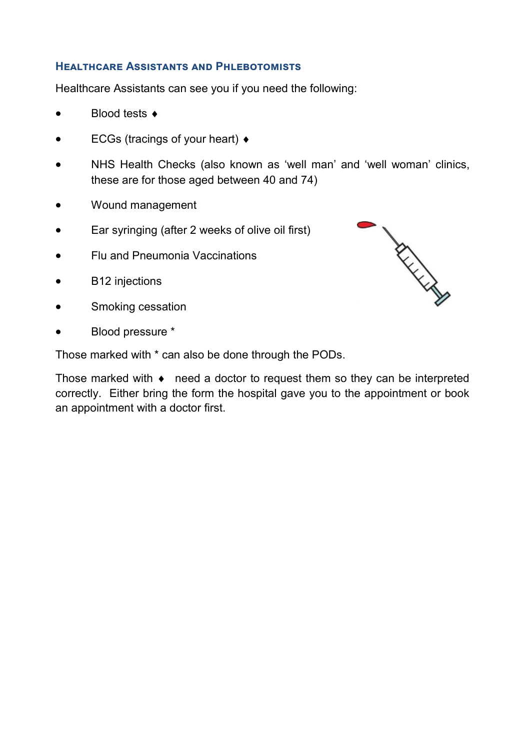## Healthcare Assistants and Phlebotomists

Healthcare Assistants can see you if you need the following:

- Blood tests ♦
- ECGs (tracings of your heart) ♦
- NHS Health Checks (also known as 'well man' and 'well woman' clinics, these are for those aged between 40 and 74)
- Wound management
- Ear syringing (after 2 weeks of olive oil first)
- Flu and Pneumonia Vaccinations
- B12 injections
- Smoking cessation
- Blood pressure *

Those marked with * can also be done through the PODs.

Those marked with ♦ need a doctor to request them so they can be interpreted correctly. Either bring the form the hospital gave you to the appointment or book an appointment with a doctor first.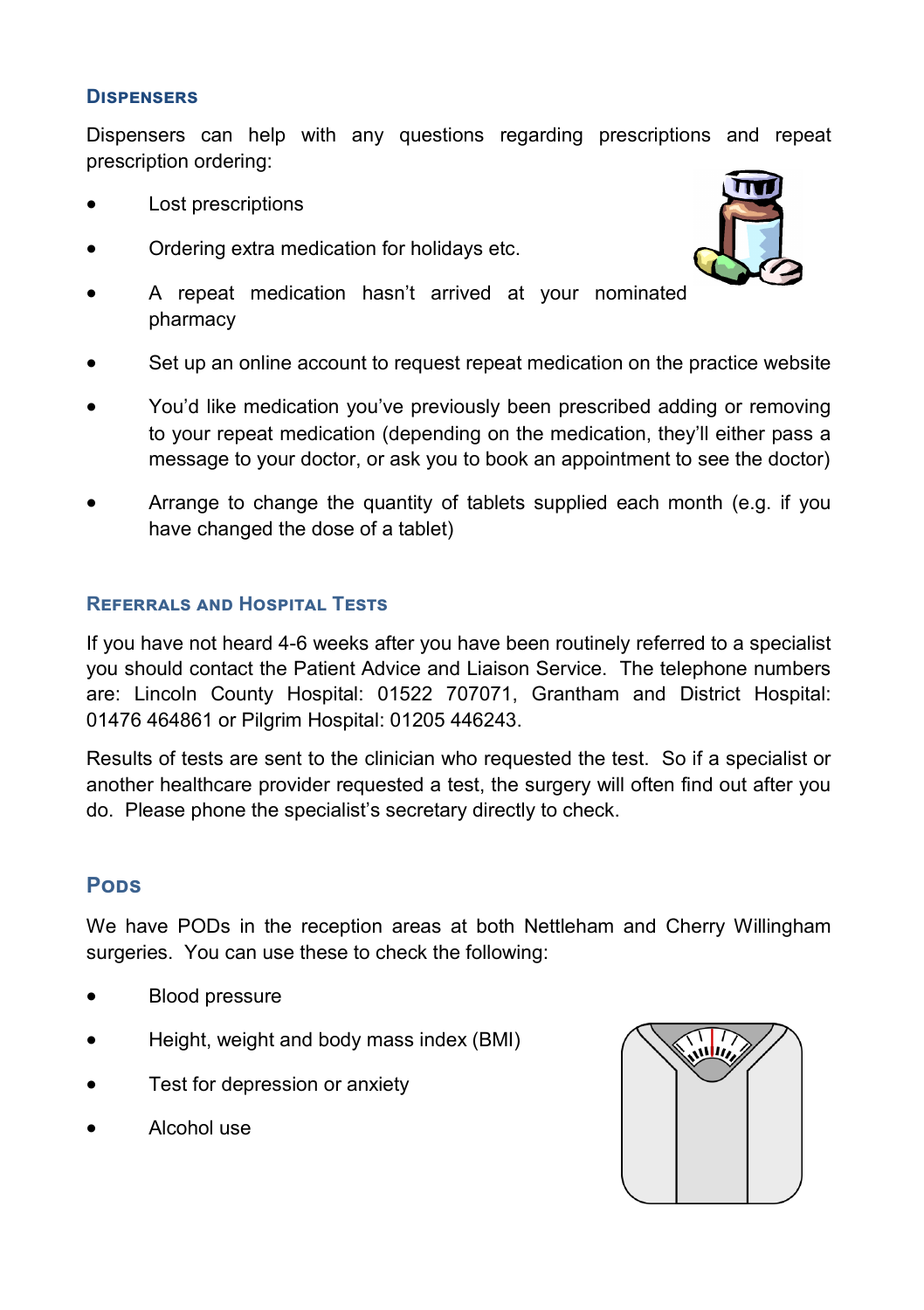## Dispensers

Dispensers can help with any questions regarding prescriptions and repeat prescription ordering:

- Lost prescriptions
- Ordering extra medication for holidays etc.
- A repeat medication hasn't arrived at your nominated pharmacy
- Set up an online account to request repeat medication on the practice website
- You'd like medication you've previously been prescribed adding or removing to your repeat medication (depending on the medication, they'll either pass a message to your doctor, or ask you to book an appointment to see the doctor)
- Arrange to change the quantity of tablets supplied each month (e.g. if you have changed the dose of a tablet)

## Referrals and Hospital Tests

If you have not heard 4-6 weeks after you have been routinely referred to a specialist you should contact the Patient Advice and Liaison Service. The telephone numbers are: Lincoln County Hospital: 01522 707071, Grantham and District Hospital: 01476 464861 or Pilgrim Hospital: 01205 446243.

Results of tests are sent to the clinician who requested the test. So if a specialist or another healthcare provider requested a test, the surgery will often find out after you do. Please phone the specialist's secretary directly to check.

## Pods

We have PODs in the reception areas at both Nettleham and Cherry Willingham surgeries. You can use these to check the following:

- Blood pressure
- Height, weight and body mass index (BMI)
- Test for depression or anxiety
- Alcohol use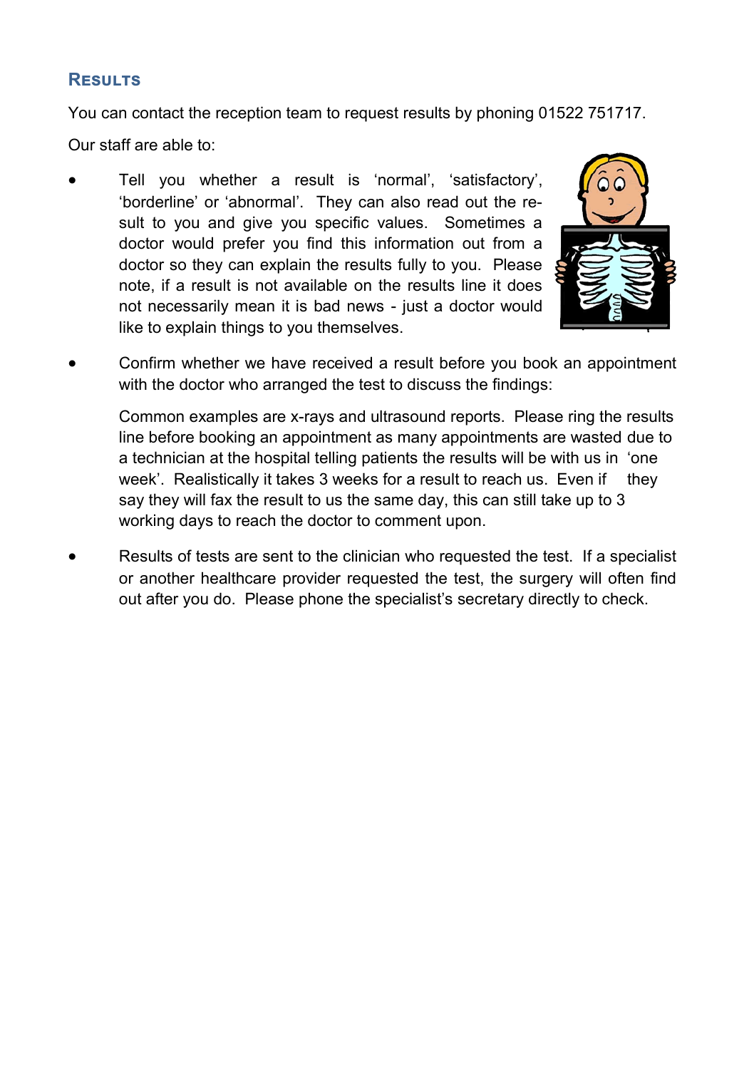## Results

You can contact the reception team to request results by phoning 01522 751717.

Our staff are able to:

- Tell you whether a result is 'normal', 'satisfactory', 'borderline' or 'abnormal'. They can also read out the result to you and give you specific values. Sometimes a doctor would prefer you find this information out from a doctor so they can explain the results fully to you. Please note, if a result is not available on the results line it does not necessarily mean it is bad news - just a doctor would like to explain things to you themselves.

- Confirm whether we have received a result before you book an appointment with the doctor who arranged the test to discuss the findings:

  Common examples are x-rays and ultrasound reports. Please ring the results line before booking an appointment as many appointments are wasted due to a technician at the hospital telling patients the results will be with us in 'one week'. Realistically it takes 3 weeks for a result to reach us. Even if they say they will fax the result to us the same day, this can still take up to 3 working days to reach the doctor to comment upon.

- Results of tests are sent to the clinician who requested the test. If a specialist or another healthcare provider requested the test, the surgery will often find out after you do. Please phone the specialist's secretary directly to check.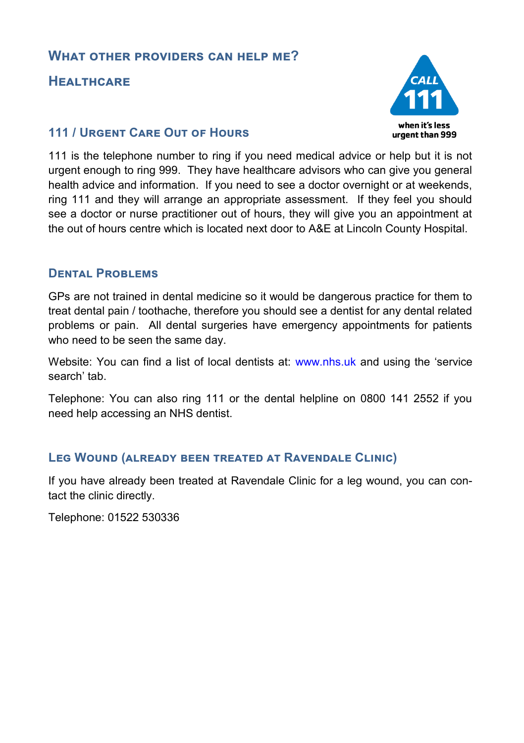## What other providers can help me?

## Healthcare

### 111 / Urgent Care Out of Hours

111 is the telephone number to ring if you need medical advice or help but it is not urgent enough to ring 999. They have healthcare advisors who can give you general health advice and information. If you need to see a doctor overnight or at weekends, ring 111 and they will arrange an appropriate assessment. If they feel you should see a doctor or nurse practitioner out of hours, they will give you an appointment at the out of hours centre which is located next door to A&E at Lincoln County Hospital.

### Dental Problems

GPs are not trained in dental medicine so it would be dangerous practice for them to treat dental pain / toothache, therefore you should see a dentist for any dental related problems or pain. All dental surgeries have emergency appointments for patients who need to be seen the same day.

Website: You can find a list of local dentists at: www.nhs.uk and using the 'service search' tab.

Telephone: You can also ring 111 or the dental helpline on 0800 141 2552 if you need help accessing an NHS dentist.

### Leg Wound (already been treated at Ravendale Clinic)

If you have already been treated at Ravendale Clinic for a leg wound, you can contact the clinic directly.

Telephone: 01522 530336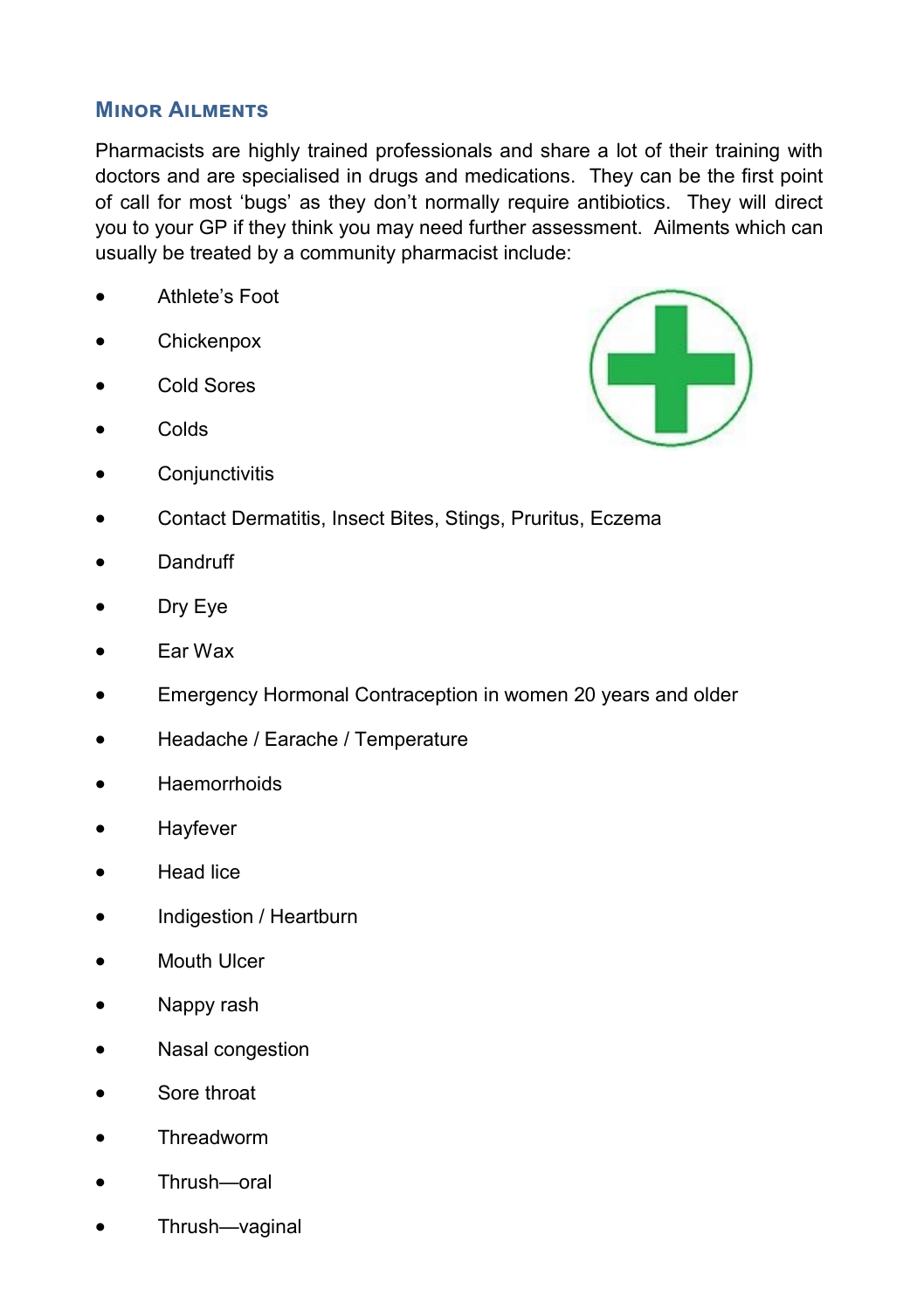## Minor Ailments

Pharmacists are highly trained professionals and share a lot of their training with doctors and are specialised in drugs and medications. They can be the first point of call for most 'bugs' as they don't normally require antibiotics. They will direct you to your GP if they think you may need further assessment. Ailments which can usually be treated by a community pharmacist include:

- Athlete's Foot
- Chickenpox
- Cold Sores
- Colds
- Conjunctivitis
- Contact Dermatitis, Insect Bites, Stings, Pruritus, Eczema
- Dandruff
- Dry Eye
- Ear Wax
- Emergency Hormonal Contraception in women 20 years and older
- Headache / Earache / Temperature
- Haemorrhoids
- Hayfever
- Head lice
- Indigestion / Heartburn
- Mouth Ulcer
- Nappy rash
- Nasal congestion
- Sore throat
- Threadworm
- Thrush—oral
- Thrush—vaginal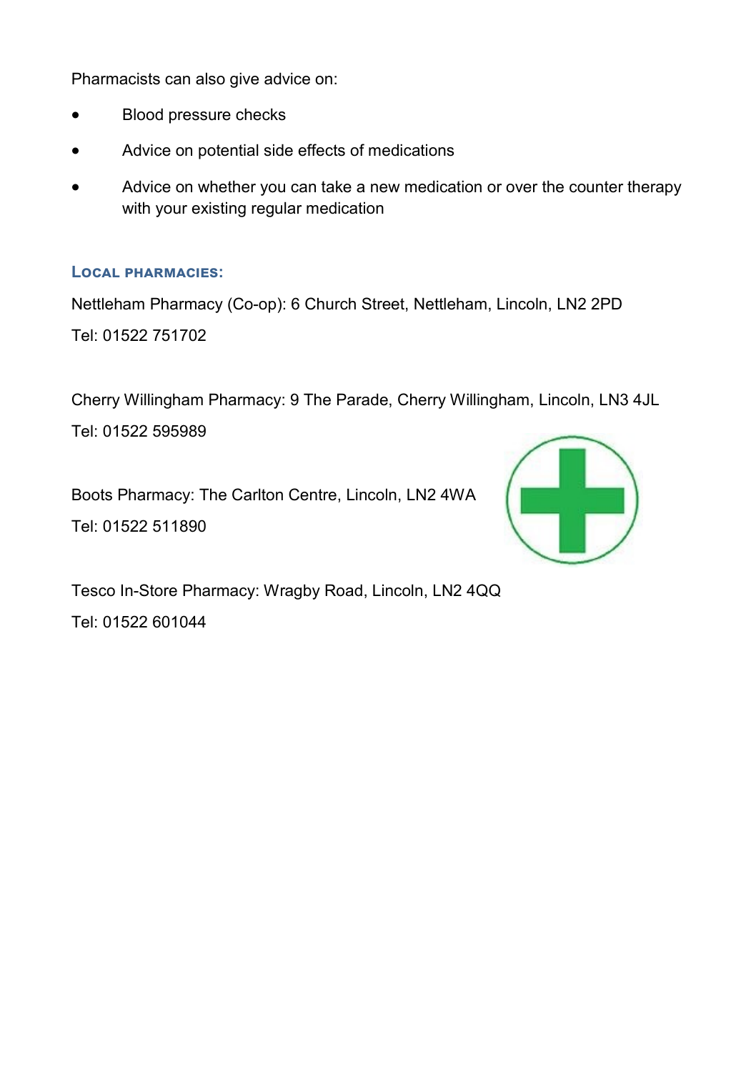Pharmacists can also give advice on:

- Blood pressure checks
- Advice on potential side effects of medications
- Advice on whether you can take a new medication or over the counter therapy with your existing regular medication

### Local pharmacies:

Nettleham Pharmacy (Co-op): 6 Church Street, Nettleham, Lincoln, LN2 2PD

Tel: 01522 751702

Cherry Willingham Pharmacy: 9 The Parade, Cherry Willingham, Lincoln, LN3 4JL

Tel: 01522 595989

Boots Pharmacy: The Carlton Centre, Lincoln, LN2 4WA

Tel: 01522 511890

Tesco In-Store Pharmacy: Wragby Road, Lincoln, LN2 4QQ

Tel: 01522 601044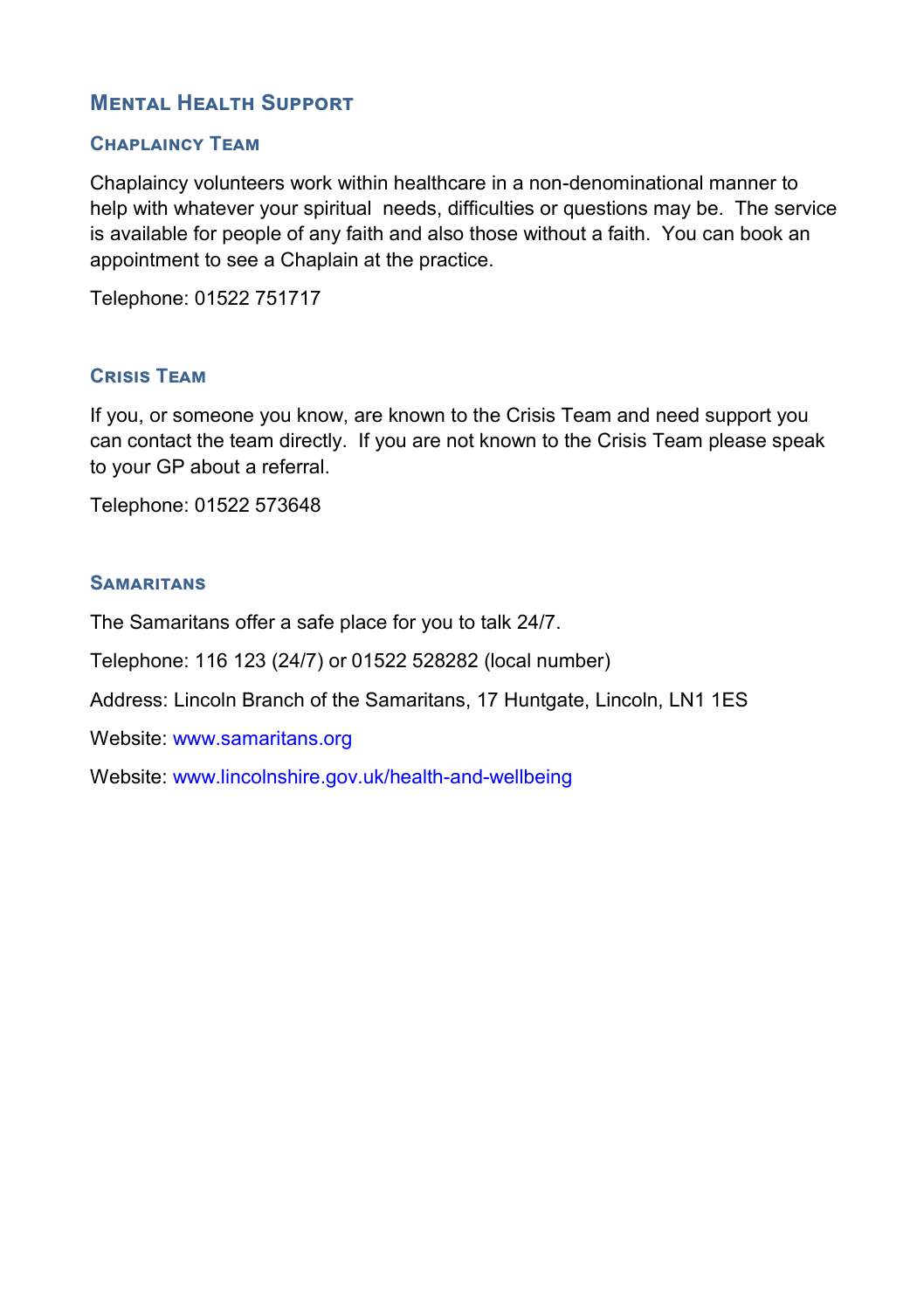## Mental Health Support

### Chaplaincy Team

Chaplaincy volunteers work within healthcare in a non-denominational manner to help with whatever your spiritual needs, difficulties or questions may be. The service is available for people of any faith and also those without a faith. You can book an appointment to see a Chaplain at the practice.

Telephone: 01522 751717

### Crisis Team

If you, or someone you know, are known to the Crisis Team and need support you can contact the team directly. If you are not known to the Crisis Team please speak to your GP about a referral.

Telephone: 01522 573648

### Samaritans

The Samaritans offer a safe place for you to talk 24/7.

Telephone: 116 123 (24/7) or 01522 528282 (local number)

Address: Lincoln Branch of the Samaritans, 17 Huntgate, Lincoln, LN1 1ES

Website: www.samaritans.org

Website: www.lincolnshire.gov.uk/health-and-wellbeing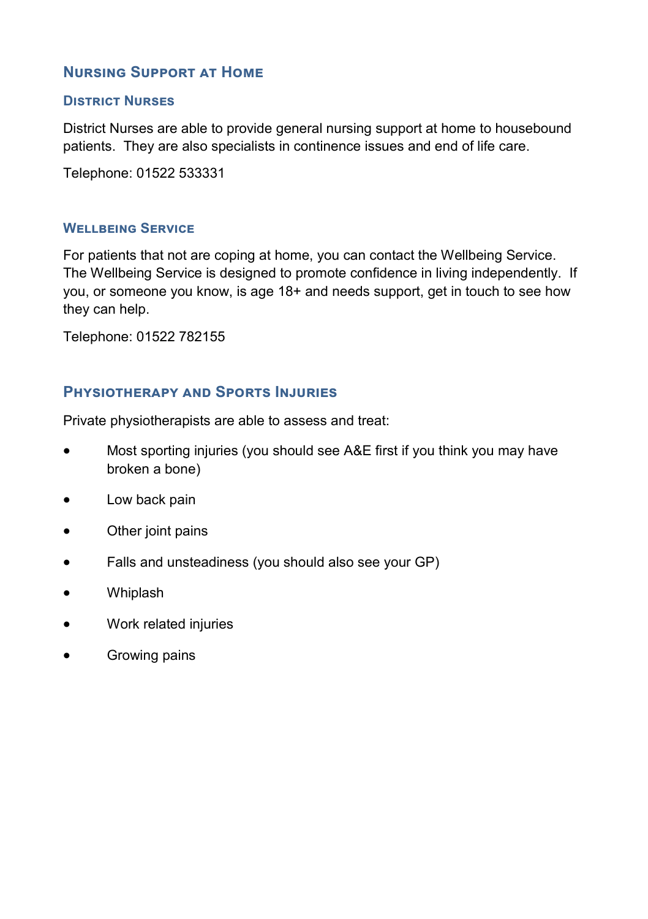## Nursing Support at Home

### District Nurses

District Nurses are able to provide general nursing support at home to housebound patients. They are also specialists in continence issues and end of life care.

Telephone: 01522 533331

### Wellbeing Service

For patients that not are coping at home, you can contact the Wellbeing Service. The Wellbeing Service is designed to promote confidence in living independently. If you, or someone you know, is age 18+ and needs support, get in touch to see how they can help.

Telephone: 01522 782155

## Physiotherapy and Sports Injuries

Private physiotherapists are able to assess and treat:

- Most sporting injuries (you should see A&E first if you think you may have broken a bone)
- Low back pain
- Other joint pains
- Falls and unsteadiness (you should also see your GP)
- Whiplash
- Work related injuries
- Growing pains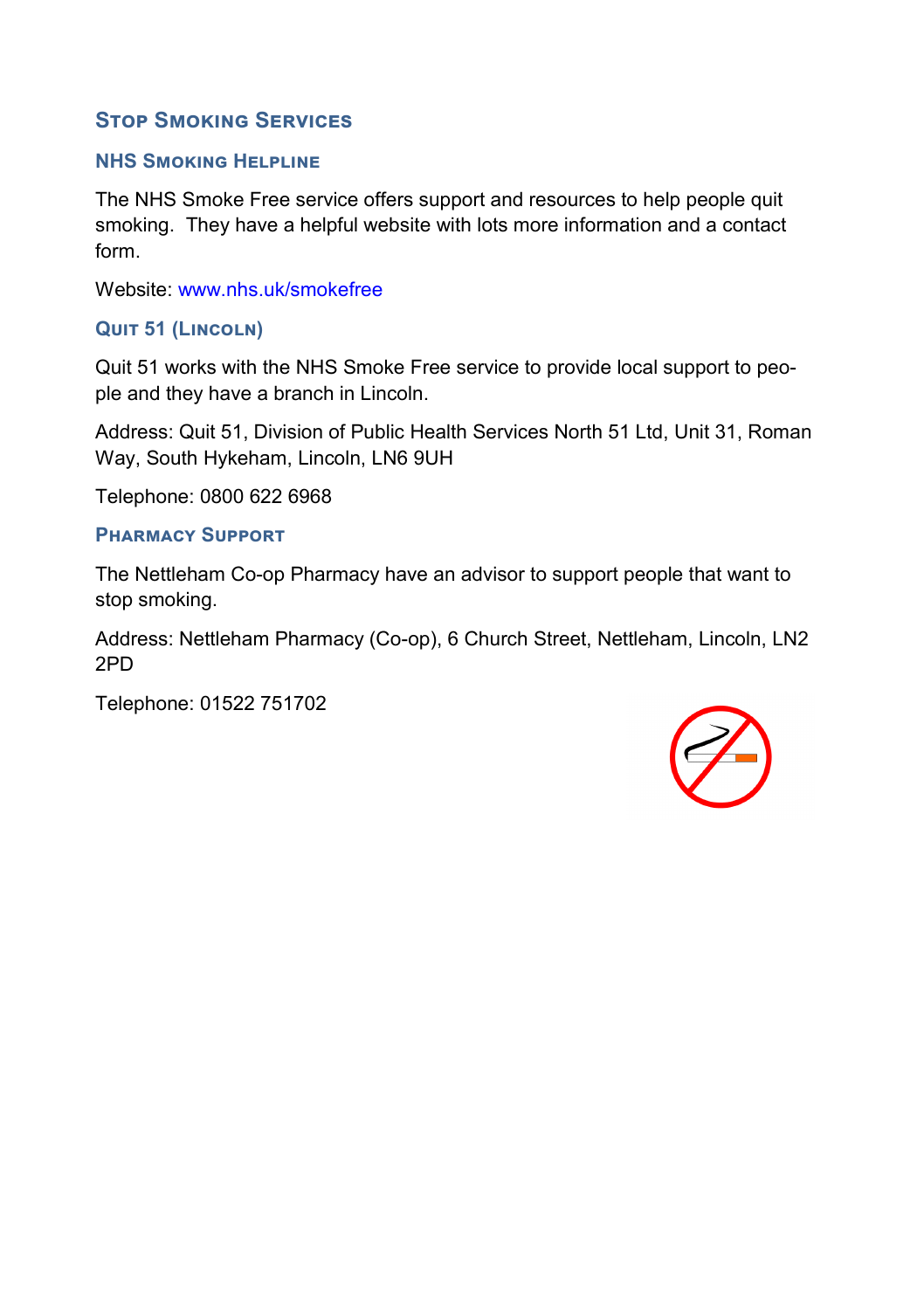## Stop Smoking Services

### NHS Smoking Helpline

The NHS Smoke Free service offers support and resources to help people quit smoking. They have a helpful website with lots more information and a contact form.

Website: www.nhs.uk/smokefree

### Quit 51 (Lincoln)

Quit 51 works with the NHS Smoke Free service to provide local support to people and they have a branch in Lincoln.

Address: Quit 51, Division of Public Health Services North 51 Ltd, Unit 31, Roman Way, South Hykeham, Lincoln, LN6 9UH

Telephone: 0800 622 6968

### Pharmacy Support

The Nettleham Co-op Pharmacy have an advisor to support people that want to stop smoking.

Address: Nettleham Pharmacy (Co-op), 6 Church Street, Nettleham, Lincoln, LN2 2PD

Telephone: 01522 751702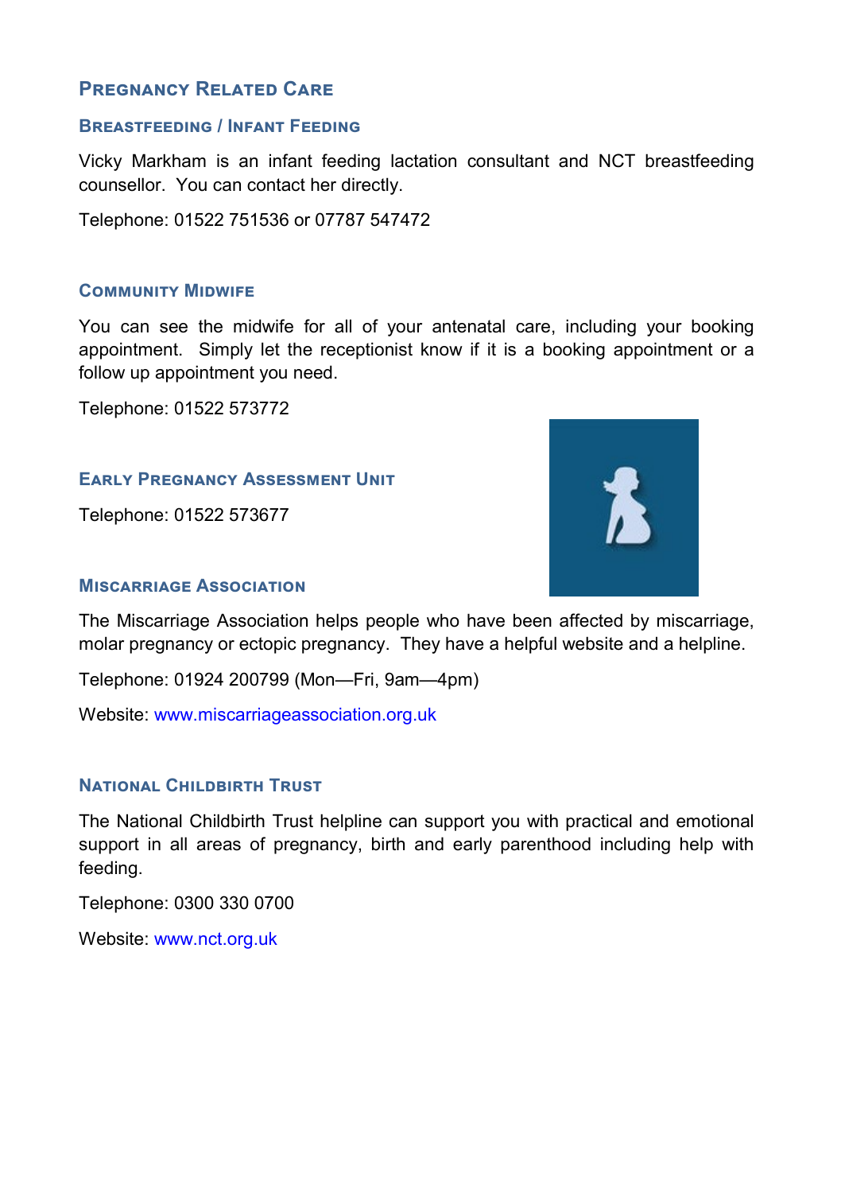## Pregnancy Related Care

### Breastfeeding / Infant Feeding

Vicky Markham is an infant feeding lactation consultant and NCT breastfeeding counsellor. You can contact her directly.

Telephone: 01522 751536 or 07787 547472

### Community Midwife

You can see the midwife for all of your antenatal care, including your booking appointment. Simply let the receptionist know if it is a booking appointment or a follow up appointment you need.

Telephone: 01522 573772

### Early Pregnancy Assessment Unit

Telephone: 01522 573677

### Miscarriage Association

The Miscarriage Association helps people who have been affected by miscarriage, molar pregnancy or ectopic pregnancy. They have a helpful website and a helpline.

Telephone: 01924 200799 (Mon—Fri, 9am—4pm)

Website: www.miscarriageassociation.org.uk

### National Childbirth Trust

The National Childbirth Trust helpline can support you with practical and emotional support in all areas of pregnancy, birth and early parenthood including help with feeding.

Telephone: 0300 330 0700

Website: www.nct.org.uk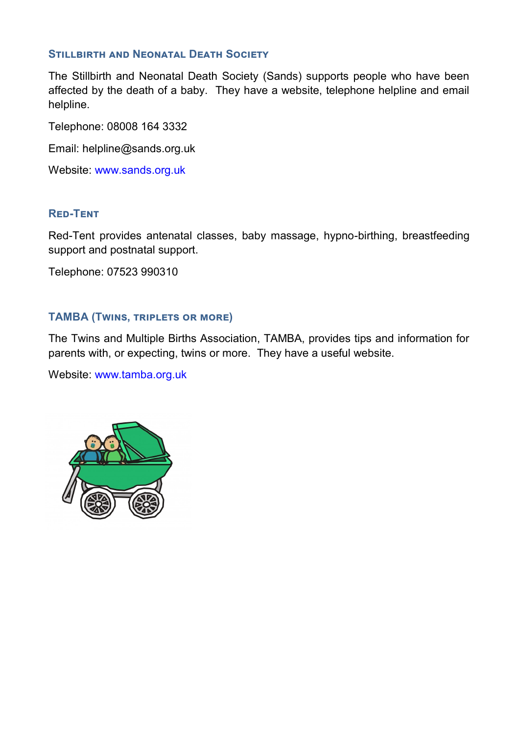### Stillbirth and Neonatal Death Society

The Stillbirth and Neonatal Death Society (Sands) supports people who have been affected by the death of a baby. They have a website, telephone helpline and email helpline.

Telephone: 08008 164 3332

Email: helpline@sands.org.uk

Website: www.sands.org.uk

### Red-Tent

Red-Tent provides antenatal classes, baby massage, hypno-birthing, breastfeeding support and postnatal support.

Telephone: 07523 990310

### TAMBA (Twins, triplets or more)

The Twins and Multiple Births Association, TAMBA, provides tips and information for parents with, or expecting, twins or more. They have a useful website.

Website: www.tamba.org.uk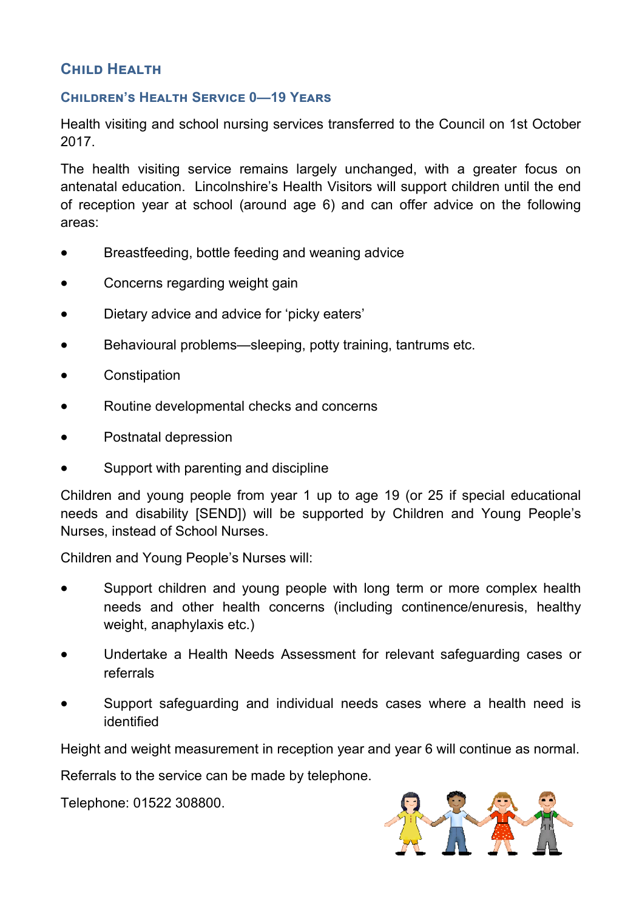## Child Health

### Children's Health Service 0—19 Years

Health visiting and school nursing services transferred to the Council on 1st October 2017.

The health visiting service remains largely unchanged, with a greater focus on antenatal education. Lincolnshire's Health Visitors will support children until the end of reception year at school (around age 6) and can offer advice on the following areas:

- Breastfeeding, bottle feeding and weaning advice
- Concerns regarding weight gain
- Dietary advice and advice for 'picky eaters'
- Behavioural problems—sleeping, potty training, tantrums etc.
- Constipation
- Routine developmental checks and concerns
- Postnatal depression
- Support with parenting and discipline

Children and young people from year 1 up to age 19 (or 25 if special educational needs and disability [SEND]) will be supported by Children and Young People's Nurses, instead of School Nurses.

Children and Young People's Nurses will:

- Support children and young people with long term or more complex health needs and other health concerns (including continence/enuresis, healthy weight, anaphylaxis etc.)
- Undertake a Health Needs Assessment for relevant safeguarding cases or referrals
- Support safeguarding and individual needs cases where a health need is identified

Height and weight measurement in reception year and year 6 will continue as normal.

Referrals to the service can be made by telephone.

Telephone: 01522 308800.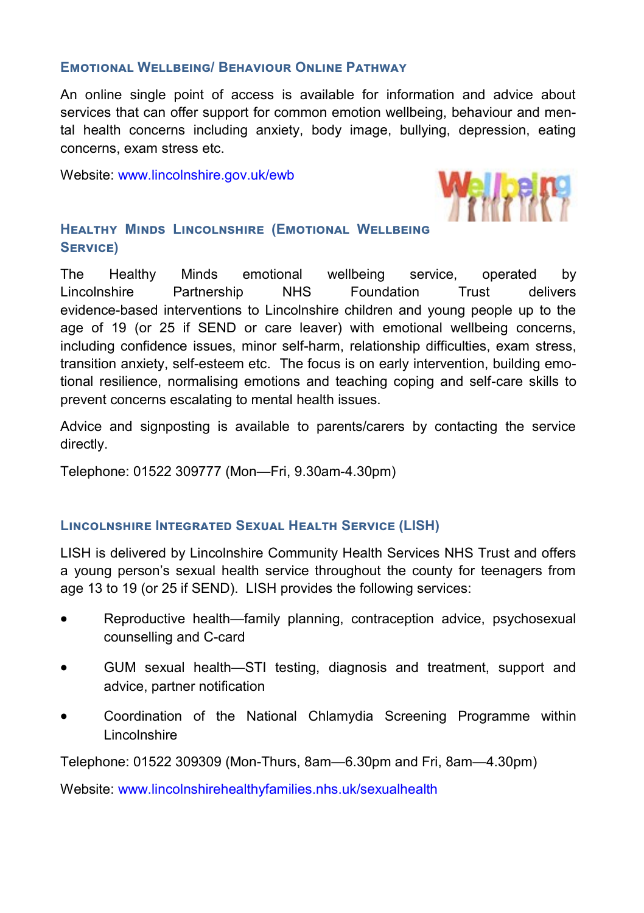## Emotional Wellbeing/ Behaviour Online Pathway

An online single point of access is available for information and advice about services that can offer support for common emotion wellbeing, behaviour and mental health concerns including anxiety, body image, bullying, depression, eating concerns, exam stress etc.

Website: www.lincolnshire.gov.uk/ewb

## Healthy Minds Lincolnshire (Emotional Wellbeing Service)

The Healthy Minds emotional wellbeing service, operated by Lincolnshire Partnership NHS Foundation Trust delivers evidence-based interventions to Lincolnshire children and young people up to the age of 19 (or 25 if SEND or care leaver) with emotional wellbeing concerns, including confidence issues, minor self-harm, relationship difficulties, exam stress, transition anxiety, self-esteem etc. The focus is on early intervention, building emotional resilience, normalising emotions and teaching coping and self-care skills to prevent concerns escalating to mental health issues.

Advice and signposting is available to parents/carers by contacting the service directly.

Telephone: 01522 309777 (Mon—Fri, 9.30am-4.30pm)

## Lincolnshire Integrated Sexual Health Service (LISH)

LISH is delivered by Lincolnshire Community Health Services NHS Trust and offers a young person's sexual health service throughout the county for teenagers from age 13 to 19 (or 25 if SEND). LISH provides the following services:

- Reproductive health—family planning, contraception advice, psychosexual counselling and C-card
- GUM sexual health—STI testing, diagnosis and treatment, support and advice, partner notification
- Coordination of the National Chlamydia Screening Programme within Lincolnshire

Telephone: 01522 309309 (Mon-Thurs, 8am—6.30pm and Fri, 8am—4.30pm)

Website: www.lincolnshirehealthyfamilies.nhs.uk/sexualhealth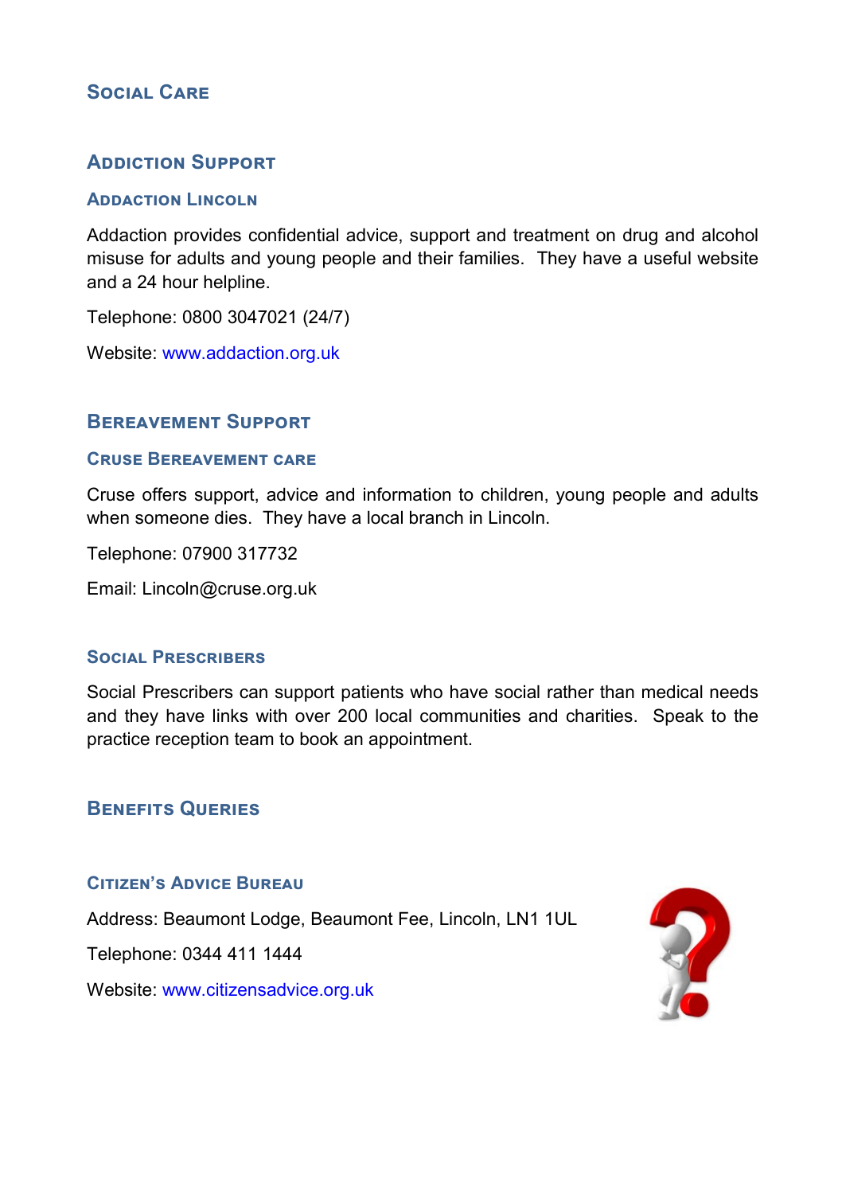# Social Care

## Addiction Support

### Addaction Lincoln

Addaction provides confidential advice, support and treatment on drug and alcohol misuse for adults and young people and their families. They have a useful website and a 24 hour helpline.

Telephone: 0800 3047021 (24/7)

Website: www.addaction.org.uk

## Bereavement Support

### Cruse Bereavement care

Cruse offers support, advice and information to children, young people and adults when someone dies. They have a local branch in Lincoln.

Telephone: 07900 317732

Email: Lincoln@cruse.org.uk

### Social Prescribers

Social Prescribers can support patients who have social rather than medical needs and they have links with over 200 local communities and charities. Speak to the practice reception team to book an appointment.

## Benefits Queries

### Citizen's Advice Bureau

Address: Beaumont Lodge, Beaumont Fee, Lincoln, LN1 1UL

Telephone: 0344 411 1444

Website: www.citizensadvice.org.uk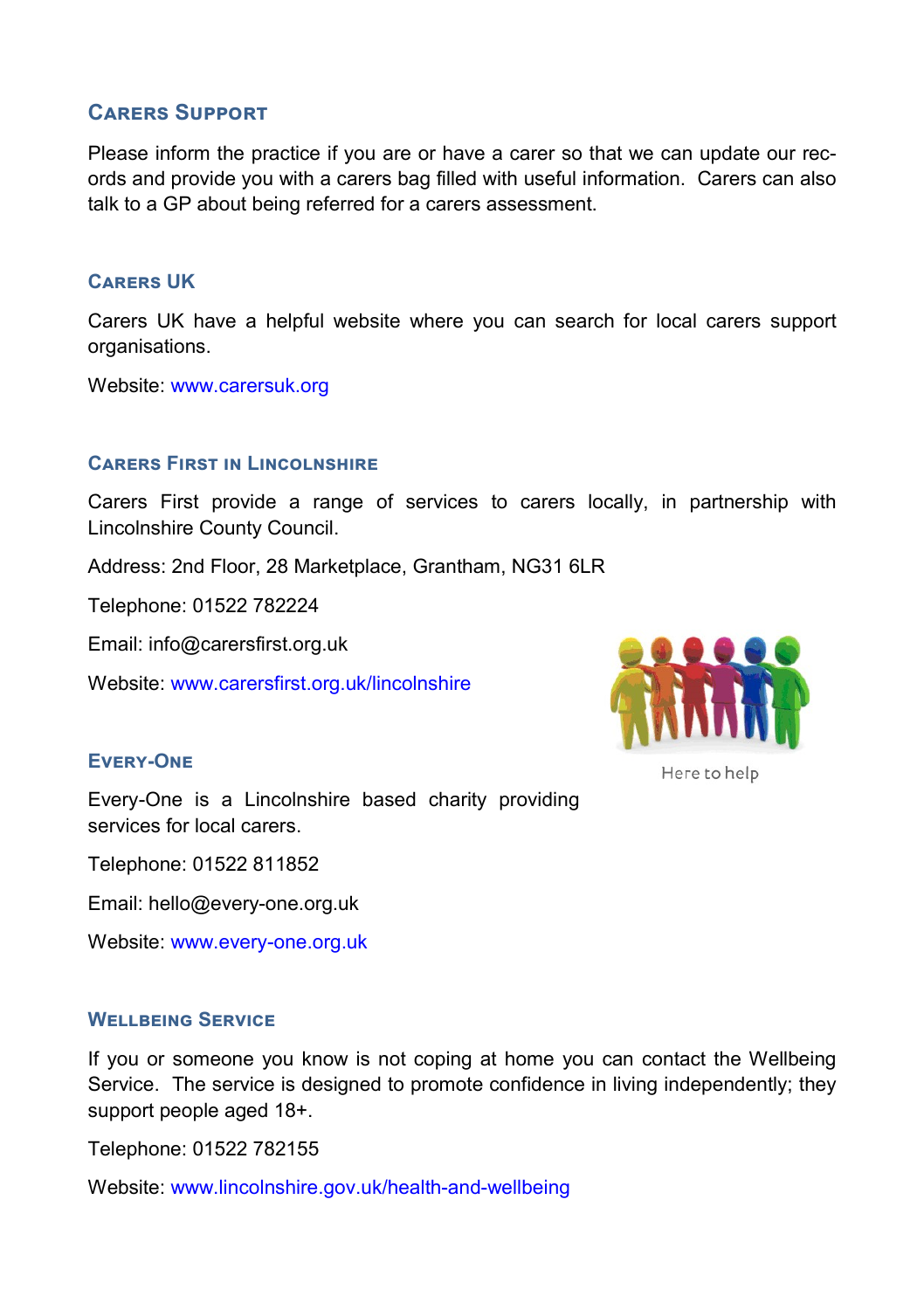## Carers Support

Please inform the practice if you are or have a carer so that we can update our records and provide you with a carers bag filled with useful information. Carers can also talk to a GP about being referred for a carers assessment.

## Carers UK

Carers UK have a helpful website where you can search for local carers support organisations.

Website: www.carersuk.org

## Carers First in Lincolnshire

Carers First provide a range of services to carers locally, in partnership with Lincolnshire County Council.

Address: 2nd Floor, 28 Marketplace, Grantham, NG31 6LR

Telephone: 01522 782224

Email: info@carersfirst.org.uk

Website: www.carersfirst.org.uk/lincolnshire

Here to help

## Every-One

Every-One is a Lincolnshire based charity providing services for local carers.

Telephone: 01522 811852

Email: hello@every-one.org.uk

Website: www.every-one.org.uk

## Wellbeing Service

If you or someone you know is not coping at home you can contact the Wellbeing Service. The service is designed to promote confidence in living independently; they support people aged 18+.

Telephone: 01522 782155

Website: www.lincolnshire.gov.uk/health-and-wellbeing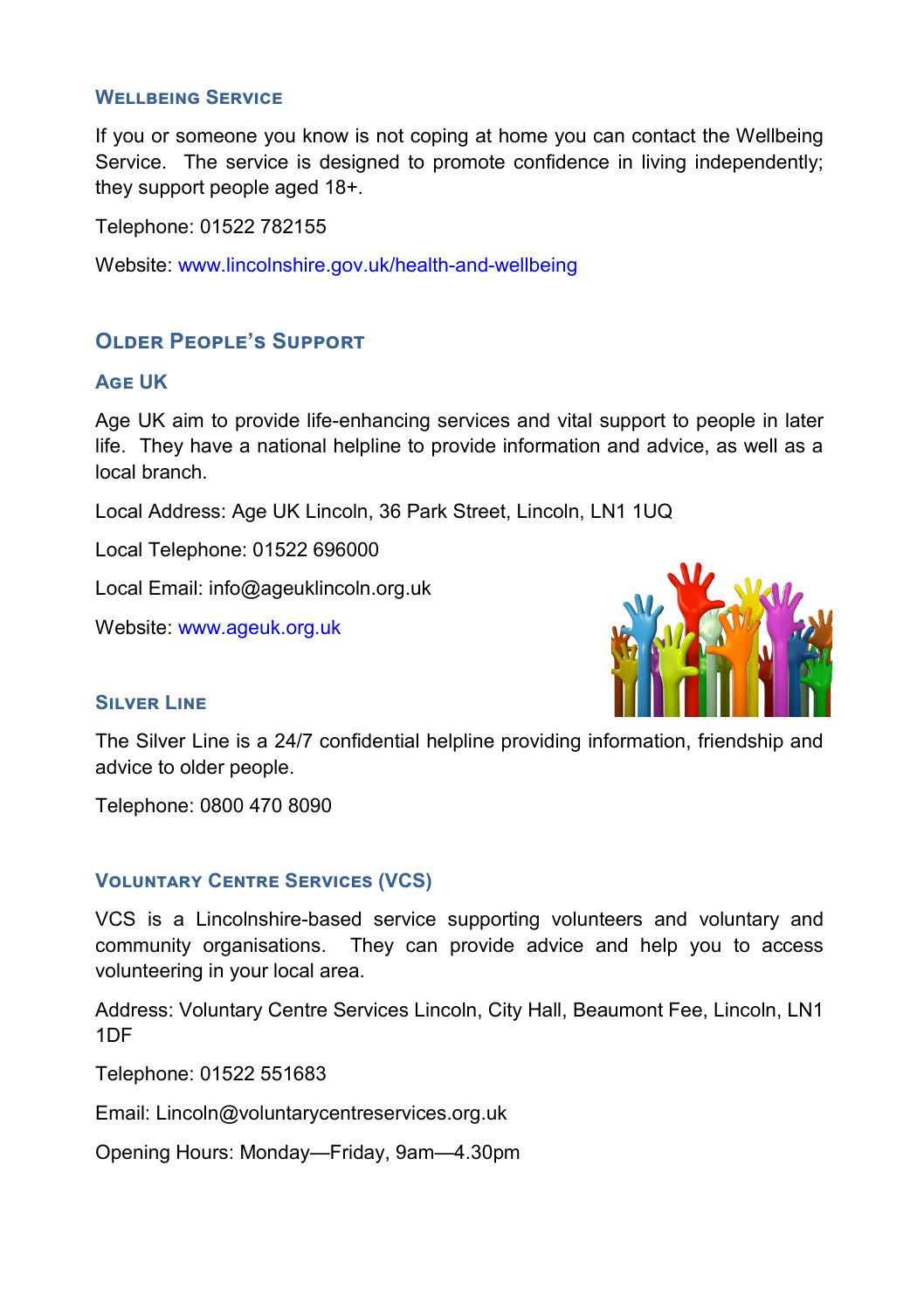### Wellbeing Service

If you or someone you know is not coping at home you can contact the Wellbeing Service. The service is designed to promote confidence in living independently; they support people aged 18+.

Telephone: 01522 782155

Website: www.lincolnshire.gov.uk/health-and-wellbeing

## Older People's Support

### Age UK

Age UK aim to provide life-enhancing services and vital support to people in later life. They have a national helpline to provide information and advice, as well as a local branch.

Local Address: Age UK Lincoln, 36 Park Street, Lincoln, LN1 1UQ

Local Telephone: 01522 696000

Local Email: info@ageuklincoln.org.uk

Website: www.ageuk.org.uk

### Silver Line

The Silver Line is a 24/7 confidential helpline providing information, friendship and advice to older people.

Telephone: 0800 470 8090

### Voluntary Centre Services (VCS)

VCS is a Lincolnshire-based service supporting volunteers and voluntary and community organisations. They can provide advice and help you to access volunteering in your local area.

Address: Voluntary Centre Services Lincoln, City Hall, Beaumont Fee, Lincoln, LN1 1DF

Telephone: 01522 551683

Email: Lincoln@voluntarycentreservices.org.uk

Opening Hours: Monday—Friday, 9am—4.30pm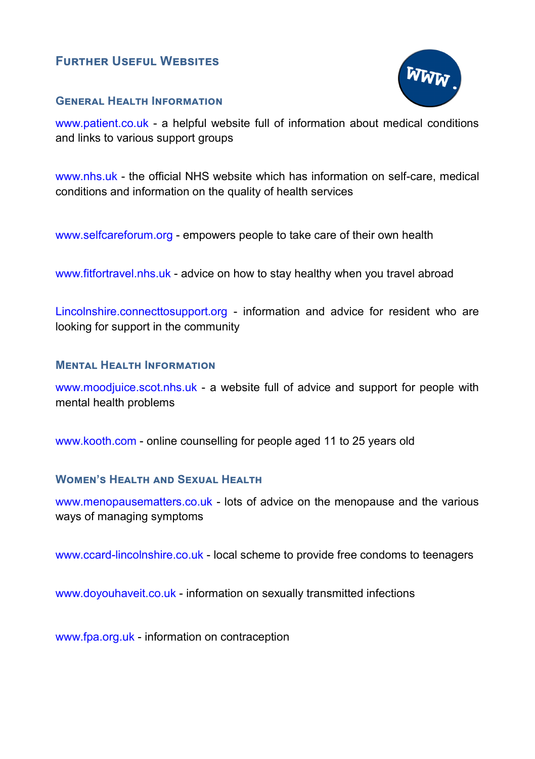## Further Useful Websites

### General Health Information

www.patient.co.uk - a helpful website full of information about medical conditions and links to various support groups

www.nhs.uk - the official NHS website which has information on self-care, medical conditions and information on the quality of health services

www.selfcareforum.org - empowers people to take care of their own health

www.fitfortravel.nhs.uk - advice on how to stay healthy when you travel abroad

Lincolnshire.connecttosupport.org - information and advice for resident who are looking for support in the community

### Mental Health Information

www.moodjuice.scot.nhs.uk - a website full of advice and support for people with mental health problems

www.kooth.com - online counselling for people aged 11 to 25 years old

### Women's Health and Sexual Health

www.menopausematters.co.uk - lots of advice on the menopause and the various ways of managing symptoms

www.ccard-lincolnshire.co.uk - local scheme to provide free condoms to teenagers

www.doyouhaveit.co.uk - information on sexually transmitted infections

www.fpa.org.uk - information on contraception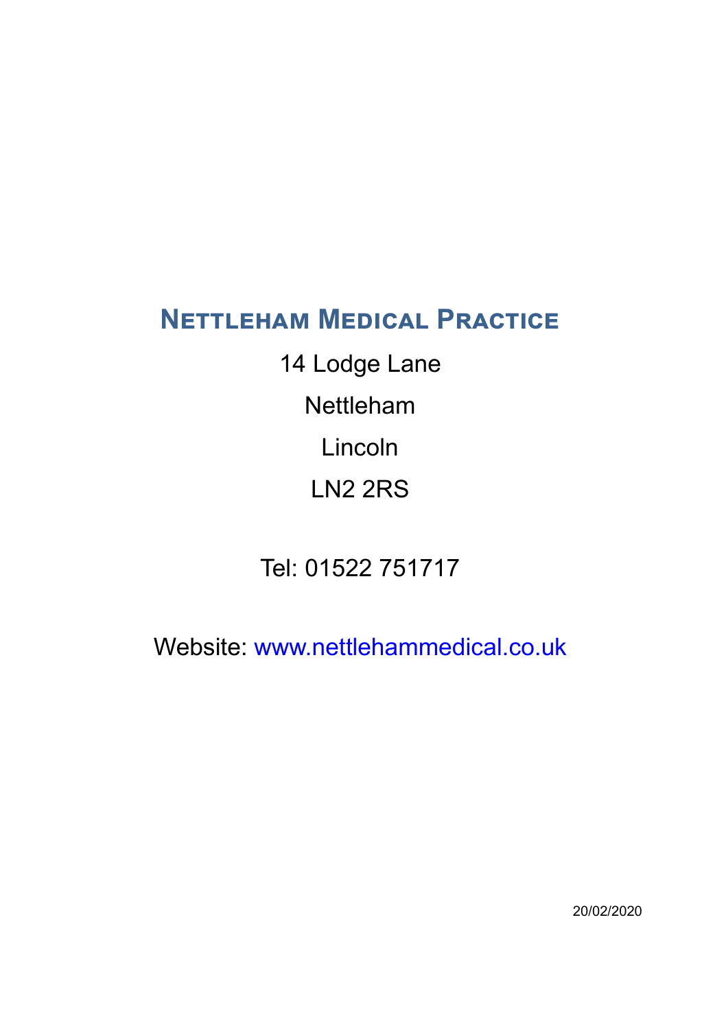# Nettleham Medical Practice

14 Lodge Lane

Nettleham

Lincoln

LN2 2RS

Tel: 01522 751717

Website: www.nettlehammedical.co.uk

20/02/2020